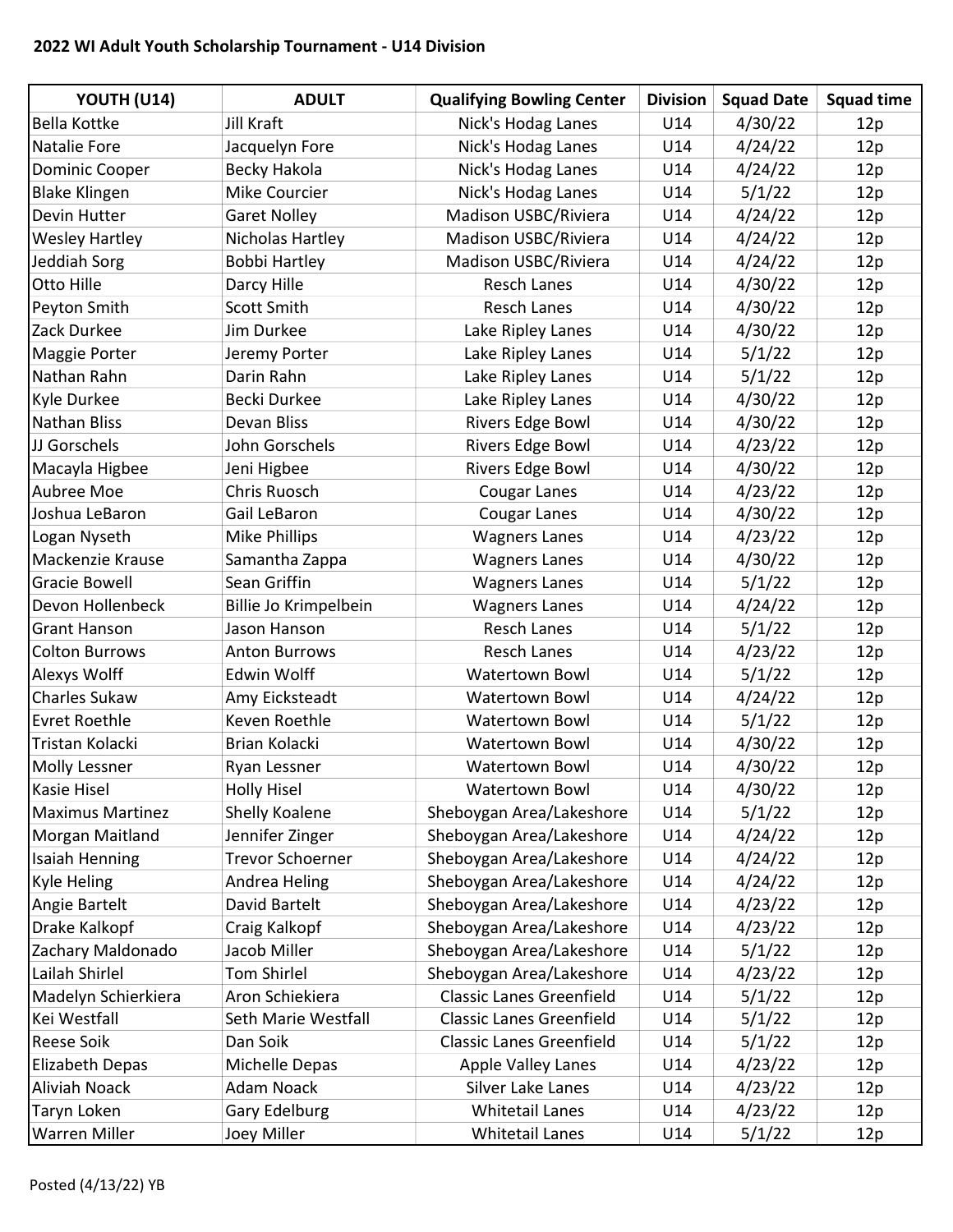## 2022 WI Adult Youth Scholarship Tournament - U14 Division

| YOUTH (U14) | ADULT | Qualifying Bowling Center | Division | Squad Date | Squad time |
|---|---|---|---|---|---|
| Bella Kottke | Jill Kraft | Nick's Hodag Lanes | U14 | 4/30/22 | 12p |
| Natalie Fore | Jacquelyn Fore | Nick's Hodag Lanes | U14 | 4/24/22 | 12p |
| Dominic Cooper | Becky Hakola | Nick's Hodag Lanes | U14 | 4/24/22 | 12p |
| Blake Klingen | Mike Courcier | Nick's Hodag Lanes | U14 | 5/1/22 | 12p |
| Devin Hutter | Garet Nolley | Madison USBC/Riviera | U14 | 4/24/22 | 12p |
| Wesley Hartley | Nicholas Hartley | Madison USBC/Riviera | U14 | 4/24/22 | 12p |
| Jeddiah Sorg | Bobbi Hartley | Madison USBC/Riviera | U14 | 4/24/22 | 12p |
| Otto Hille | Darcy Hille | Resch Lanes | U14 | 4/30/22 | 12p |
| Peyton Smith | Scott Smith | Resch Lanes | U14 | 4/30/22 | 12p |
| Zack Durkee | Jim Durkee | Lake Ripley Lanes | U14 | 4/30/22 | 12p |
| Maggie Porter | Jeremy Porter | Lake Ripley Lanes | U14 | 5/1/22 | 12p |
| Nathan Rahn | Darin Rahn | Lake Ripley Lanes | U14 | 5/1/22 | 12p |
| Kyle Durkee | Becki Durkee | Lake Ripley Lanes | U14 | 4/30/22 | 12p |
| Nathan Bliss | Devan Bliss | Rivers Edge Bowl | U14 | 4/30/22 | 12p |
| JJ Gorschels | John Gorschels | Rivers Edge Bowl | U14 | 4/23/22 | 12p |
| Macayla Higbee | Jeni Higbee | Rivers Edge Bowl | U14 | 4/30/22 | 12p |
| Aubree Moe | Chris Ruosch | Cougar Lanes | U14 | 4/23/22 | 12p |
| Joshua LeBaron | Gail LeBaron | Cougar Lanes | U14 | 4/30/22 | 12p |
| Logan Nyseth | Mike Phillips | Wagners Lanes | U14 | 4/23/22 | 12p |
| Mackenzie Krause | Samantha Zappa | Wagners Lanes | U14 | 4/30/22 | 12p |
| Gracie Bowell | Sean Griffin | Wagners Lanes | U14 | 5/1/22 | 12p |
| Devon Hollenbeck | Billie Jo Krimpelbein | Wagners Lanes | U14 | 4/24/22 | 12p |
| Grant Hanson | Jason Hanson | Resch Lanes | U14 | 5/1/22 | 12p |
| Colton Burrows | Anton Burrows | Resch Lanes | U14 | 4/23/22 | 12p |
| Alexys Wolff | Edwin Wolff | Watertown Bowl | U14 | 5/1/22 | 12p |
| Charles Sukaw | Amy Eicksteadt | Watertown Bowl | U14 | 4/24/22 | 12p |
| Evret Roethle | Keven Roethle | Watertown Bowl | U14 | 5/1/22 | 12p |
| Tristan Kolacki | Brian Kolacki | Watertown Bowl | U14 | 4/30/22 | 12p |
| Molly Lessner | Ryan Lessner | Watertown Bowl | U14 | 4/30/22 | 12p |
| Kasie Hisel | Holly Hisel | Watertown Bowl | U14 | 4/30/22 | 12p |
| Maximus Martinez | Shelly Koalene | Sheboygan Area/Lakeshore | U14 | 5/1/22 | 12p |
| Morgan Maitland | Jennifer Zinger | Sheboygan Area/Lakeshore | U14 | 4/24/22 | 12p |
| Isaiah Henning | Trevor Schoerner | Sheboygan Area/Lakeshore | U14 | 4/24/22 | 12p |
| Kyle Heling | Andrea Heling | Sheboygan Area/Lakeshore | U14 | 4/24/22 | 12p |
| Angie Bartelt | David Bartelt | Sheboygan Area/Lakeshore | U14 | 4/23/22 | 12p |
| Drake Kalkopf | Craig Kalkopf | Sheboygan Area/Lakeshore | U14 | 4/23/22 | 12p |
| Zachary Maldonado | Jacob Miller | Sheboygan Area/Lakeshore | U14 | 5/1/22 | 12p |
| Lailah Shirlel | Tom Shirlel | Sheboygan Area/Lakeshore | U14 | 4/23/22 | 12p |
| Madelyn Schierkiera | Aron Schiekiera | Classic Lanes Greenfield | U14 | 5/1/22 | 12p |
| Kei Westfall | Seth Marie Westfall | Classic Lanes Greenfield | U14 | 5/1/22 | 12p |
| Reese Soik | Dan Soik | Classic Lanes Greenfield | U14 | 5/1/22 | 12p |
| Elizabeth Depas | Michelle Depas | Apple Valley Lanes | U14 | 4/23/22 | 12p |
| Aliviah Noack | Adam Noack | Silver Lake Lanes | U14 | 4/23/22 | 12p |
| Taryn Loken | Gary Edelburg | Whitetail Lanes | U14 | 4/23/22 | 12p |
| Warren Miller | Joey Miller | Whitetail Lanes | U14 | 5/1/22 | 12p |

Posted (4/13/22) YB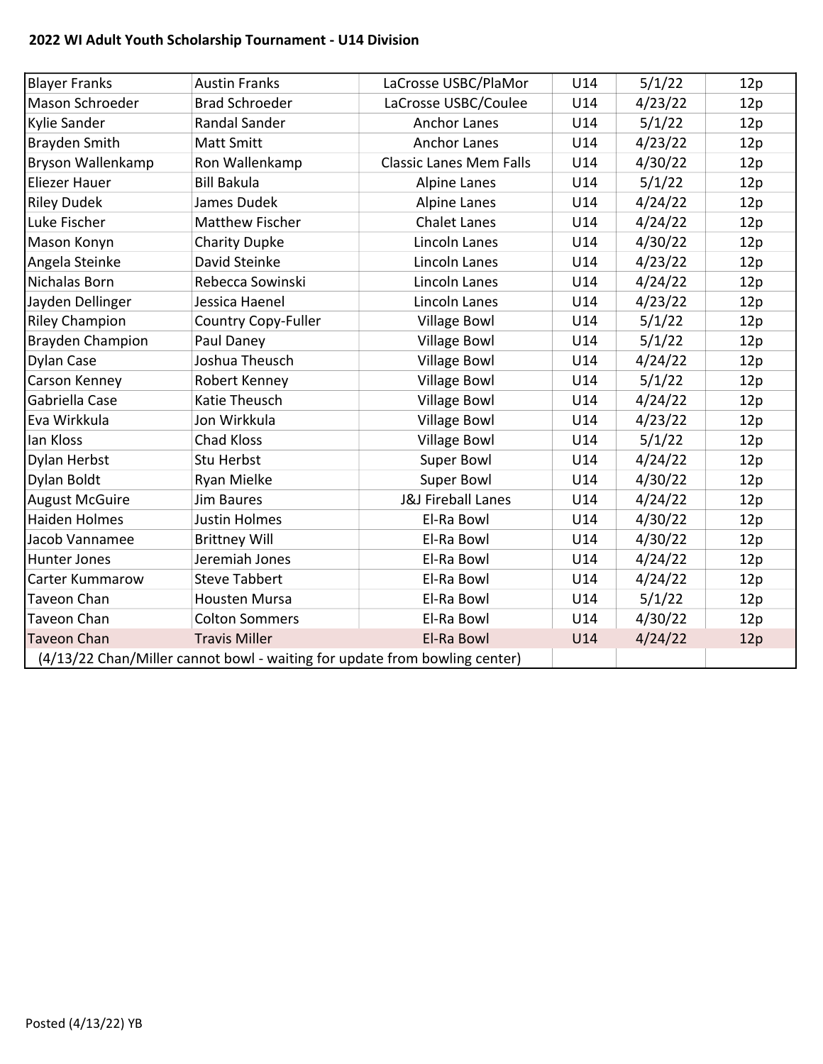**2022 WI Adult Youth Scholarship Tournament - U14 Division**

| | | | | | |
|---|---|---|---|---|---|
| Blayer Franks | Austin Franks | LaCrosse USBC/PlaMor | U14 | 5/1/22 | 12p |
| Mason Schroeder | Brad Schroeder | LaCrosse USBC/Coulee | U14 | 4/23/22 | 12p |
| Kylie Sander | Randal Sander | Anchor Lanes | U14 | 5/1/22 | 12p |
| Brayden Smith | Matt Smitt | Anchor Lanes | U14 | 4/23/22 | 12p |
| Bryson Wallenkamp | Ron Wallenkamp | Classic Lanes Mem Falls | U14 | 4/30/22 | 12p |
| Eliezer Hauer | Bill Bakula | Alpine Lanes | U14 | 5/1/22 | 12p |
| Riley Dudek | James Dudek | Alpine Lanes | U14 | 4/24/22 | 12p |
| Luke Fischer | Matthew Fischer | Chalet Lanes | U14 | 4/24/22 | 12p |
| Mason Konyn | Charity Dupke | Lincoln Lanes | U14 | 4/30/22 | 12p |
| Angela Steinke | David Steinke | Lincoln Lanes | U14 | 4/23/22 | 12p |
| Nichalas Born | Rebecca Sowinski | Lincoln Lanes | U14 | 4/24/22 | 12p |
| Jayden Dellinger | Jessica Haenel | Lincoln Lanes | U14 | 4/23/22 | 12p |
| Riley Champion | Country Copy-Fuller | Village Bowl | U14 | 5/1/22 | 12p |
| Brayden Champion | Paul Daney | Village Bowl | U14 | 5/1/22 | 12p |
| Dylan Case | Joshua Theusch | Village Bowl | U14 | 4/24/22 | 12p |
| Carson Kenney | Robert Kenney | Village Bowl | U14 | 5/1/22 | 12p |
| Gabriella Case | Katie Theusch | Village Bowl | U14 | 4/24/22 | 12p |
| Eva Wirkkula | Jon Wirkkula | Village Bowl | U14 | 4/23/22 | 12p |
| Ian Kloss | Chad Kloss | Village Bowl | U14 | 5/1/22 | 12p |
| Dylan Herbst | Stu Herbst | Super Bowl | U14 | 4/24/22 | 12p |
| Dylan Boldt | Ryan Mielke | Super Bowl | U14 | 4/30/22 | 12p |
| August McGuire | Jim Baures | J&J Fireball Lanes | U14 | 4/24/22 | 12p |
| Haiden Holmes | Justin Holmes | El-Ra Bowl | U14 | 4/30/22 | 12p |
| Jacob Vannamee | Brittney Will | El-Ra Bowl | U14 | 4/30/22 | 12p |
| Hunter Jones | Jeremiah Jones | El-Ra Bowl | U14 | 4/24/22 | 12p |
| Carter Kummarow | Steve Tabbert | El-Ra Bowl | U14 | 4/24/22 | 12p |
| Taveon Chan | Housten Mursa | El-Ra Bowl | U14 | 5/1/22 | 12p |
| Taveon Chan | Colton Sommers | El-Ra Bowl | U14 | 4/30/22 | 12p |
| Taveon Chan | Travis Miller | El-Ra Bowl | U14 | 4/24/22 | 12p |
| (4/13/22 Chan/Miller cannot bowl - waiting for update from bowling center) | | | | | |

Posted (4/13/22) YB